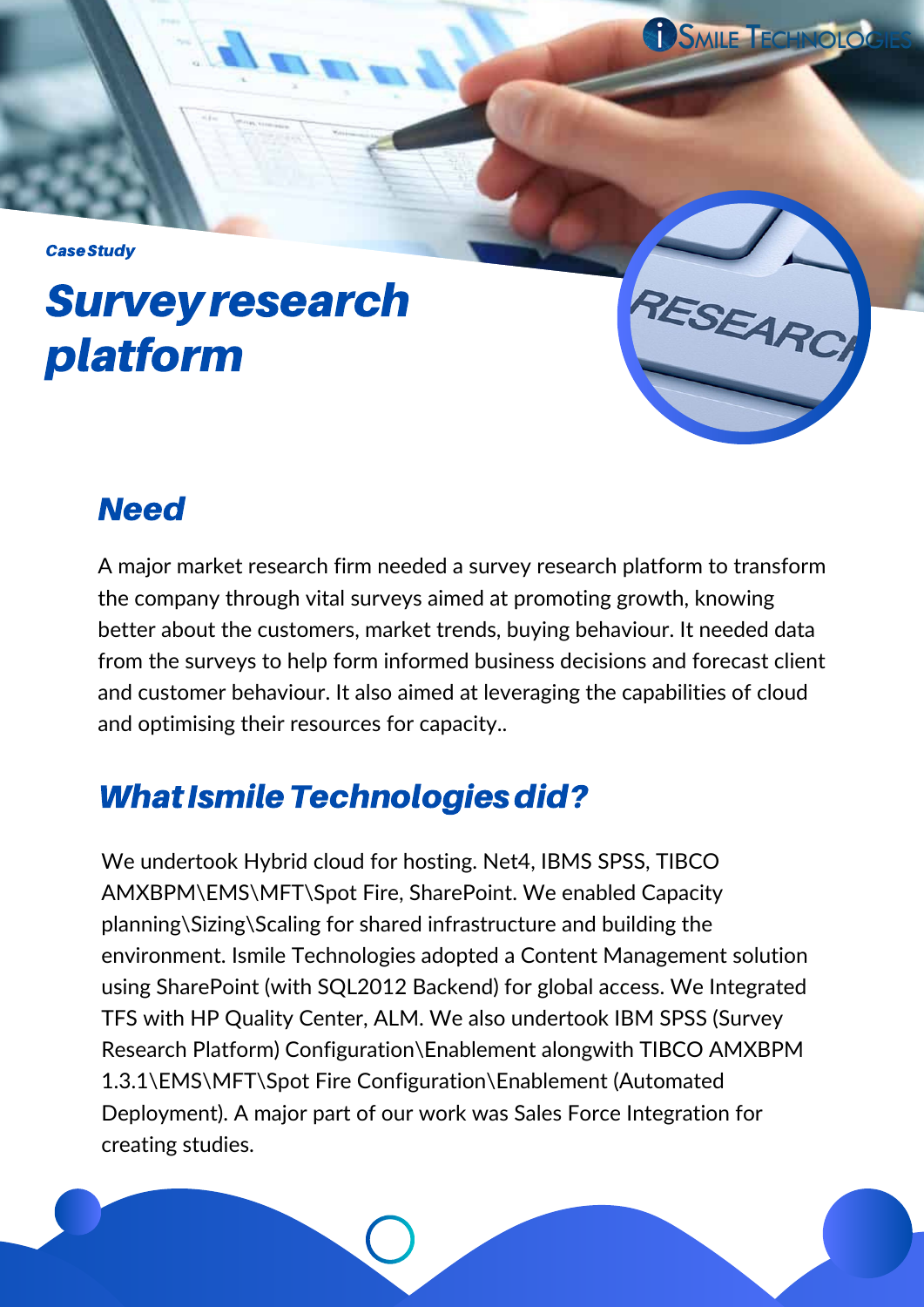*Case Study*

# *Survey research platform*

## *Need*

A major market research firm needed a survey research platform to transform the company through vital surveys aimed at promoting growth, knowing better about the customers, market trends, buying behaviour. It needed data from the surveys to help form informed business decisions and forecast client and customer behaviour. It also aimed at leveraging the capabilities of cloud and optimising their resources for capacity..

## *What Ismile Technologies did?*

We undertook Hybrid cloud for hosting. Net4, IBMS SPSS, TIBCO AMXBPM\EMS\MFT\Spot Fire, SharePoint. We enabled Capacity planning\Sizing\Scaling for shared infrastructure and building the environment. Ismile Technologies adopted a Content Management solution using SharePoint (with SQL2012 Backend) for global access. We Integrated TFS with HP Quality Center, ALM. We also undertook IBM SPSS (Survey Research Platform) Configuration\Enablement alongwith TIBCO AMXBPM 1.3.1\EMS\MFT\Spot Fire Configuration\Enablement (Automated Deployment). A major part of our work was Sales Force Integration for creating studies.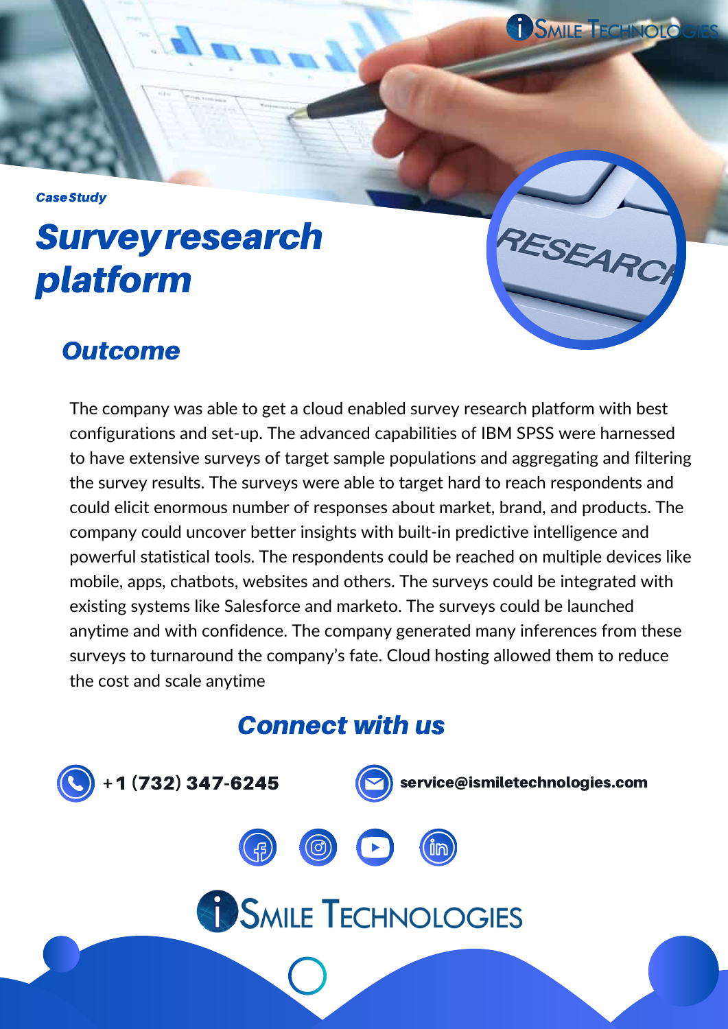*Case Study*

# Survey research platform

## Outcome

The company was able to get a cloud enabled survey research platform with best configurations and set-up. The advanced capabilities of IBM SPSS were harnessed to have extensive surveys of target sample populations and aggregating and filtering the survey results. The surveys were able to target hard to reach respondents and could elicit enormous number of responses about market, brand, and products. The company could uncover better insights with built-in predictive intelligence and powerful statistical tools. The respondents could be reached on multiple devices like mobile, apps, chatbots, websites and others. The surveys could be integrated with existing systems like Salesforce and marketo. The surveys could be launched anytime and with confidence. The company generated many inferences from these surveys to turnaround the company's fate. Cloud hosting allowed them to reduce the cost and scale anytime

## Connect with us

**+1 (732) 347-6245**

**service@ismiletechnologies.com**

iSmile Technologies